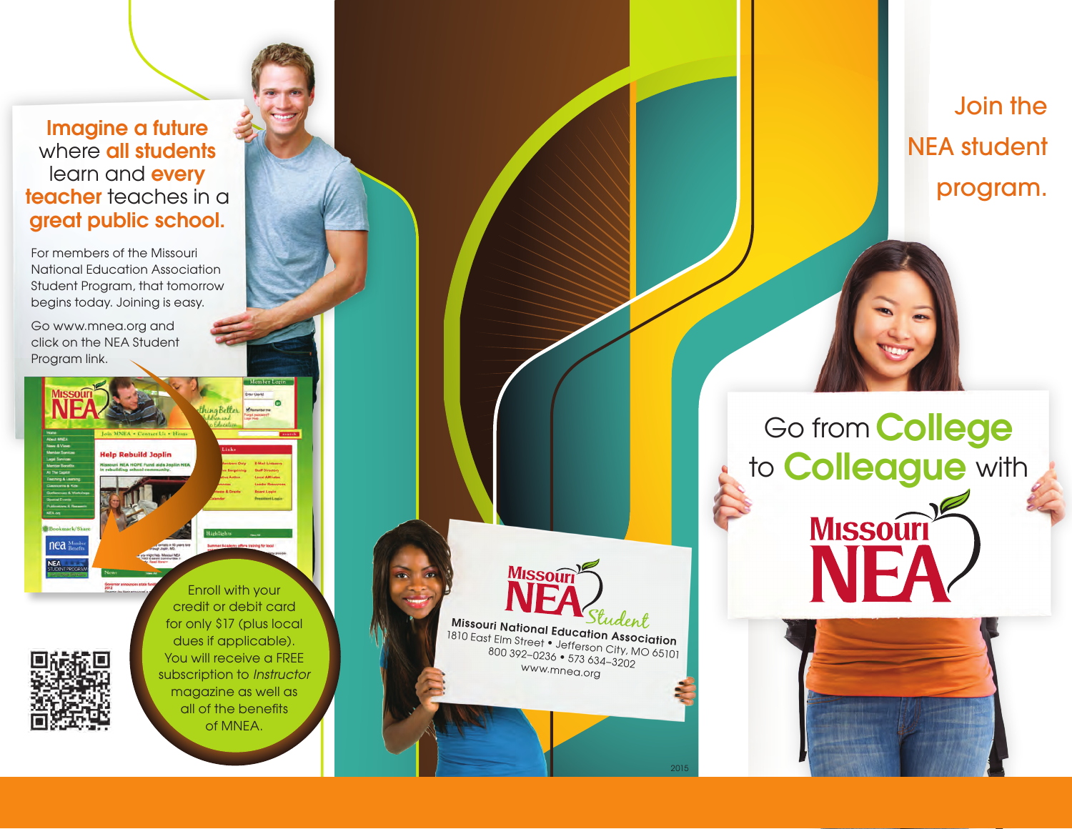## Imagine a future where all students learn and every teacher teaches in a great public school.

For members of the Missouri National Education Association Student Program, that tomorrow begins today. Joining is easy.

Go www.mnea.org and click on the NEA Student Program link.

Enroll with your credit or debit card for only $17 (plus local dues if applicable). You will receive a FREE subscription to *Instructor* magazine as well as all of the benefits of MNEA.

Missouri NEA Student

Missouri National Education Association
1810 East Elm Street • Jefferson City, MO 65101
800 392–0236 • 573 634–3202
www.mnea.org

2015

## Join the NEA student program.

Go from **College** to **Colleague** with

Missouri NEA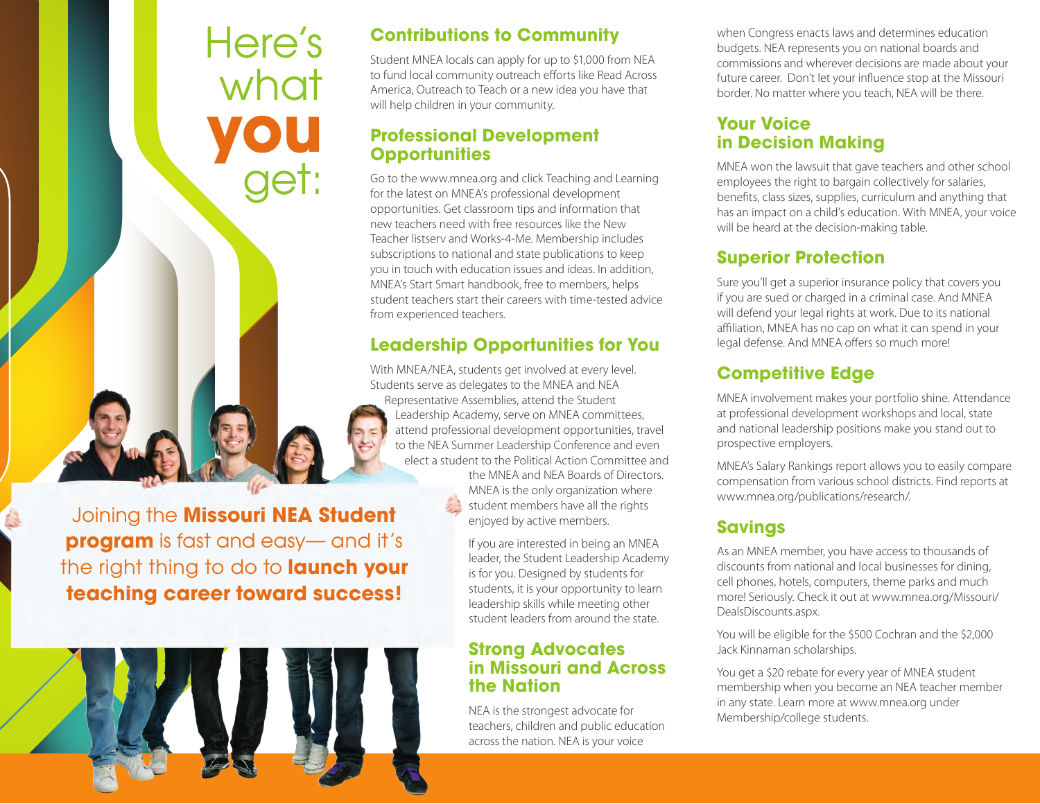# Here's what **you** get:

Joining the **Missouri NEA Student program** is fast and easy— and it's the right thing to do to **launch your teaching career toward success!**

## Contributions to Community

Student MNEA locals can apply for up to $1,000 from NEA to fund local community outreach efforts like Read Across America, Outreach to Teach or a new idea you have that will help children in your community.

## Professional Development Opportunities

Go to the www.mnea.org and click Teaching and Learning for the latest on MNEA's professional development opportunities. Get classroom tips and information that new teachers need with free resources like the New Teacher listserv and Works-4-Me. Membership includes subscriptions to national and state publications to keep you in touch with education issues and ideas. In addition, MNEA's Start Smart handbook, free to members, helps student teachers start their careers with time-tested advice from experienced teachers.

## Leadership Opportunities for You

With MNEA/NEA, students get involved at every level. Students serve as delegates to the MNEA and NEA Representative Assemblies, attend the Student Leadership Academy, serve on MNEA committees, attend professional development opportunities, travel to the NEA Summer Leadership Conference and even elect a student to the Political Action Committee and the MNEA and NEA Boards of Directors. MNEA is the only organization where student members have all the rights enjoyed by active members.

If you are interested in being an MNEA leader, the Student Leadership Academy is for you. Designed by students for students, it is your opportunity to learn leadership skills while meeting other student leaders from around the state.

## Strong Advocates in Missouri and Across the Nation

NEA is the strongest advocate for teachers, children and public education across the nation. NEA is your voice when Congress enacts laws and determines education budgets. NEA represents you on national boards and commissions and wherever decisions are made about your future career. Don't let your influence stop at the Missouri border. No matter where you teach, NEA will be there.

## Your Voice in Decision Making

MNEA won the lawsuit that gave teachers and other school employees the right to bargain collectively for salaries, benefits, class sizes, supplies, curriculum and anything that has an impact on a child's education. With MNEA, your voice will be heard at the decision-making table.

## Superior Protection

Sure you'll get a superior insurance policy that covers you if you are sued or charged in a criminal case. And MNEA will defend your legal rights at work. Due to its national affiliation, MNEA has no cap on what it can spend in your legal defense. And MNEA offers so much more!

## Competitive Edge

MNEA involvement makes your portfolio shine. Attendance at professional development workshops and local, state and national leadership positions make you stand out to prospective employers.

MNEA's Salary Rankings report allows you to easily compare compensation from various school districts. Find reports at www.mnea.org/publications/research/.

## Savings

As an MNEA member, you have access to thousands of discounts from national and local businesses for dining, cell phones, hotels, computers, theme parks and much more! Seriously. Check it out at www.mnea.org/Missouri/DealsDiscounts.aspx.

You will be eligible for the $500 Cochran and the $2,000 Jack Kinnaman scholarships.

You get a $20 rebate for every year of MNEA student membership when you become an NEA teacher member in any state. Learn more at www.mnea.org under Membership/college students.